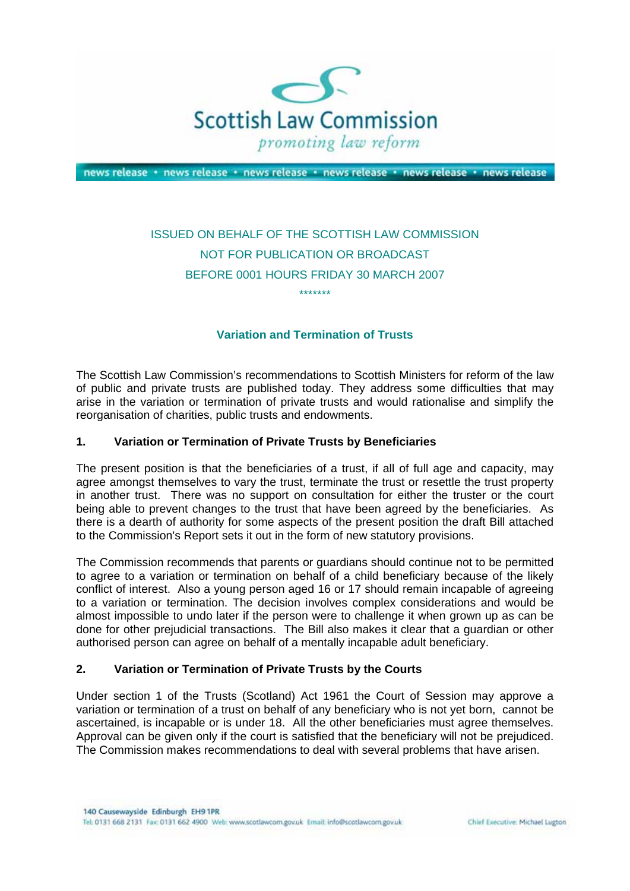Scottish Law Commission

*promoting law reform*

news release • news release • news release • news release • news release • news release

ISSUED ON BEHALF OF THE SCOTTISH LAW COMMISSION

NOT FOR PUBLICATION OR BROADCAST

BEFORE 0001 HOURS FRIDAY 30 MARCH 2007

*******

## Variation and Termination of Trusts

The Scottish Law Commission's recommendations to Scottish Ministers for reform of the law of public and private trusts are published today. They address some difficulties that may arise in the variation or termination of private trusts and would rationalise and simplify the reorganisation of charities, public trusts and endowments.

### 1. Variation or Termination of Private Trusts by Beneficiaries

The present position is that the beneficiaries of a trust, if all of full age and capacity, may agree amongst themselves to vary the trust, terminate the trust or resettle the trust property in another trust. There was no support on consultation for either the truster or the court being able to prevent changes to the trust that have been agreed by the beneficiaries. As there is a dearth of authority for some aspects of the present position the draft Bill attached to the Commission's Report sets it out in the form of new statutory provisions.

The Commission recommends that parents or guardians should continue not to be permitted to agree to a variation or termination on behalf of a child beneficiary because of the likely conflict of interest. Also a young person aged 16 or 17 should remain incapable of agreeing to a variation or termination. The decision involves complex considerations and would be almost impossible to undo later if the person were to challenge it when grown up as can be done for other prejudicial transactions. The Bill also makes it clear that a guardian or other authorised person can agree on behalf of a mentally incapable adult beneficiary.

### 2. Variation or Termination of Private Trusts by the Courts

Under section 1 of the Trusts (Scotland) Act 1961 the Court of Session may approve a variation or termination of a trust on behalf of any beneficiary who is not yet born, cannot be ascertained, is incapable or is under 18. All the other beneficiaries must agree themselves. Approval can be given only if the court is satisfied that the beneficiary will not be prejudiced. The Commission makes recommendations to deal with several problems that have arisen.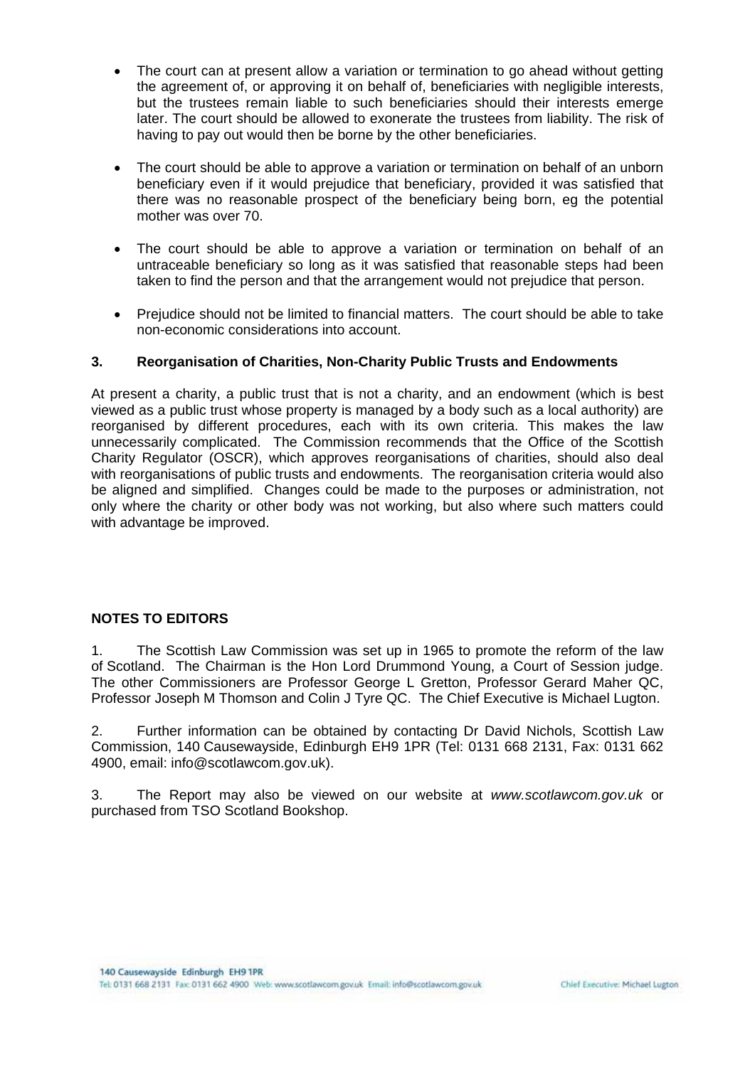- The court can at present allow a variation or termination to go ahead without getting the agreement of, or approving it on behalf of, beneficiaries with negligible interests, but the trustees remain liable to such beneficiaries should their interests emerge later. The court should be allowed to exonerate the trustees from liability. The risk of having to pay out would then be borne by the other beneficiaries.

- The court should be able to approve a variation or termination on behalf of an unborn beneficiary even if it would prejudice that beneficiary, provided it was satisfied that there was no reasonable prospect of the beneficiary being born, eg the potential mother was over 70.

- The court should be able to approve a variation or termination on behalf of an untraceable beneficiary so long as it was satisfied that reasonable steps had been taken to find the person and that the arrangement would not prejudice that person.

- Prejudice should not be limited to financial matters. The court should be able to take non-economic considerations into account.

### 3. Reorganisation of Charities, Non-Charity Public Trusts and Endowments

At present a charity, a public trust that is not a charity, and an endowment (which is best viewed as a public trust whose property is managed by a body such as a local authority) are reorganised by different procedures, each with its own criteria. This makes the law unnecessarily complicated. The Commission recommends that the Office of the Scottish Charity Regulator (OSCR), which approves reorganisations of charities, should also deal with reorganisations of public trusts and endowments. The reorganisation criteria would also be aligned and simplified. Changes could be made to the purposes or administration, not only where the charity or other body was not working, but also where such matters could with advantage be improved.

**NOTES TO EDITORS**

1. The Scottish Law Commission was set up in 1965 to promote the reform of the law of Scotland. The Chairman is the Hon Lord Drummond Young, a Court of Session judge. The other Commissioners are Professor George L Gretton, Professor Gerard Maher QC, Professor Joseph M Thomson and Colin J Tyre QC. The Chief Executive is Michael Lugton.

2. Further information can be obtained by contacting Dr David Nichols, Scottish Law Commission, 140 Causewayside, Edinburgh EH9 1PR (Tel: 0131 668 2131, Fax: 0131 662 4900, email: info@scotlawcom.gov.uk).

3. The Report may also be viewed on our website at *www.scotlawcom.gov.uk* or purchased from TSO Scotland Bookshop.